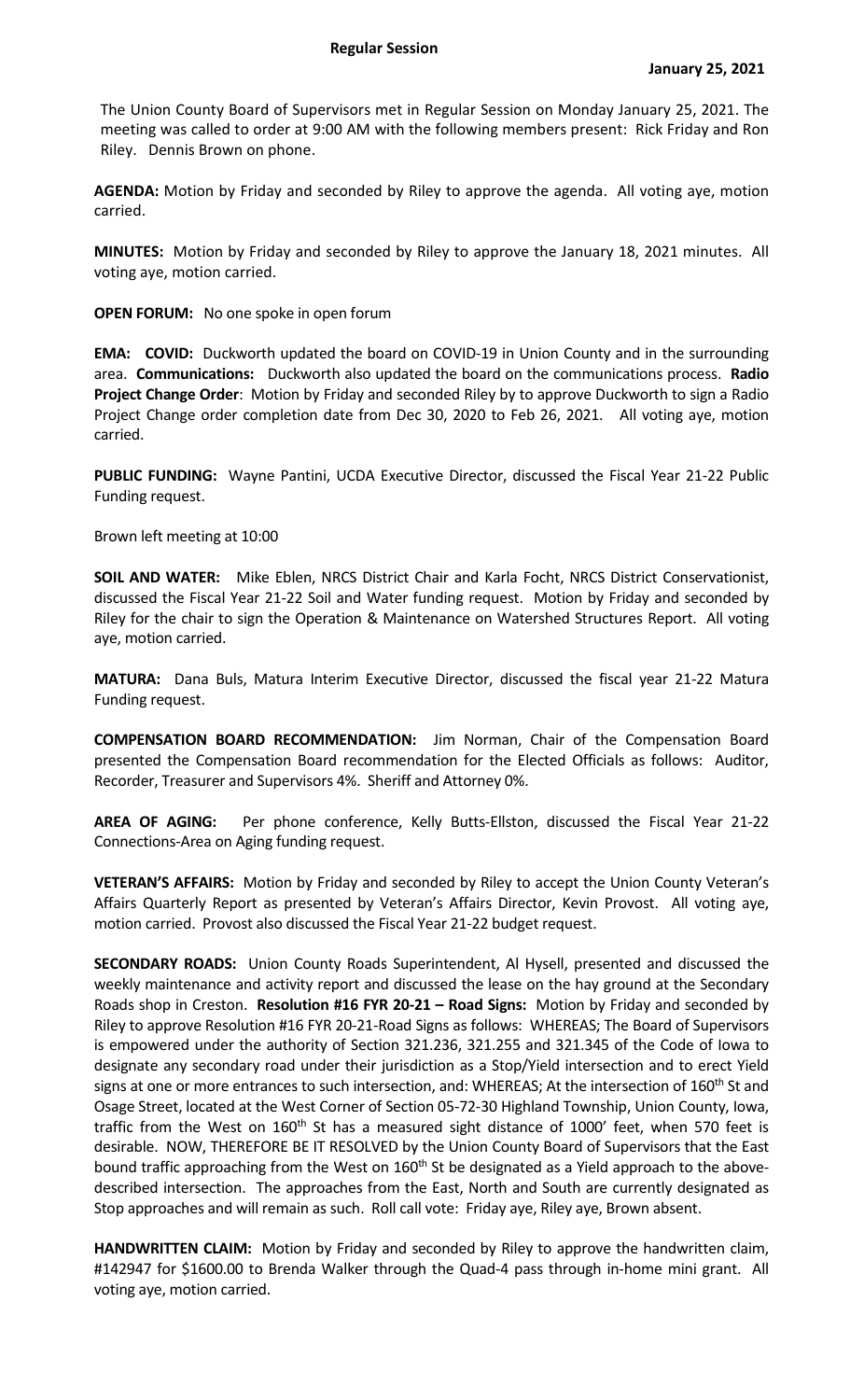**Regular Session**

**January 25, 2021**

The Union County Board of Supervisors met in Regular Session on Monday January 25, 2021. The meeting was called to order at 9:00 AM with the following members present: Rick Friday and Ron Riley. Dennis Brown on phone.

**AGENDA:** Motion by Friday and seconded by Riley to approve the agenda. All voting aye, motion carried.

**MINUTES:** Motion by Friday and seconded by Riley to approve the January 18, 2021 minutes. All voting aye, motion carried.

**OPEN FORUM:** No one spoke in open forum

**EMA: COVID:** Duckworth updated the board on COVID-19 in Union County and in the surrounding area. **Communications:** Duckworth also updated the board on the communications process. **Radio Project Change Order**: Motion by Friday and seconded Riley by to approve Duckworth to sign a Radio Project Change order completion date from Dec 30, 2020 to Feb 26, 2021. All voting aye, motion carried.

**PUBLIC FUNDING:** Wayne Pantini, UCDA Executive Director, discussed the Fiscal Year 21-22 Public Funding request.

Brown left meeting at 10:00

**SOIL AND WATER:** Mike Eblen, NRCS District Chair and Karla Focht, NRCS District Conservationist, discussed the Fiscal Year 21-22 Soil and Water funding request. Motion by Friday and seconded by Riley for the chair to sign the Operation & Maintenance on Watershed Structures Report. All voting aye, motion carried.

**MATURA:** Dana Buls, Matura Interim Executive Director, discussed the fiscal year 21-22 Matura Funding request.

**COMPENSATION BOARD RECOMMENDATION:** Jim Norman, Chair of the Compensation Board presented the Compensation Board recommendation for the Elected Officials as follows: Auditor, Recorder, Treasurer and Supervisors 4%. Sheriff and Attorney 0%.

**AREA OF AGING:** Per phone conference, Kelly Butts-Ellston, discussed the Fiscal Year 21-22 Connections-Area on Aging funding request.

**VETERAN'S AFFAIRS:** Motion by Friday and seconded by Riley to accept the Union County Veteran's Affairs Quarterly Report as presented by Veteran's Affairs Director, Kevin Provost. All voting aye, motion carried. Provost also discussed the Fiscal Year 21-22 budget request.

**SECONDARY ROADS:** Union County Roads Superintendent, Al Hysell, presented and discussed the weekly maintenance and activity report and discussed the lease on the hay ground at the Secondary Roads shop in Creston. **Resolution #16 FYR 20-21 – Road Signs:** Motion by Friday and seconded by Riley to approve Resolution #16 FYR 20-21-Road Signs as follows: WHEREAS; The Board of Supervisors is empowered under the authority of Section 321.236, 321.255 and 321.345 of the Code of Iowa to designate any secondary road under their jurisdiction as a Stop/Yield intersection and to erect Yield signs at one or more entrances to such intersection, and: WHEREAS; At the intersection of 160th St and Osage Street, located at the West Corner of Section 05-72-30 Highland Township, Union County, Iowa, traffic from the West on 160th St has a measured sight distance of 1000' feet, when 570 feet is desirable. NOW, THEREFORE BE IT RESOLVED by the Union County Board of Supervisors that the East bound traffic approaching from the West on 160th St be designated as a Yield approach to the above-described intersection. The approaches from the East, North and South are currently designated as Stop approaches and will remain as such. Roll call vote: Friday aye, Riley aye, Brown absent.

**HANDWRITTEN CLAIM:** Motion by Friday and seconded by Riley to approve the handwritten claim, #142947 for $1600.00 to Brenda Walker through the Quad-4 pass through in-home mini grant. All voting aye, motion carried.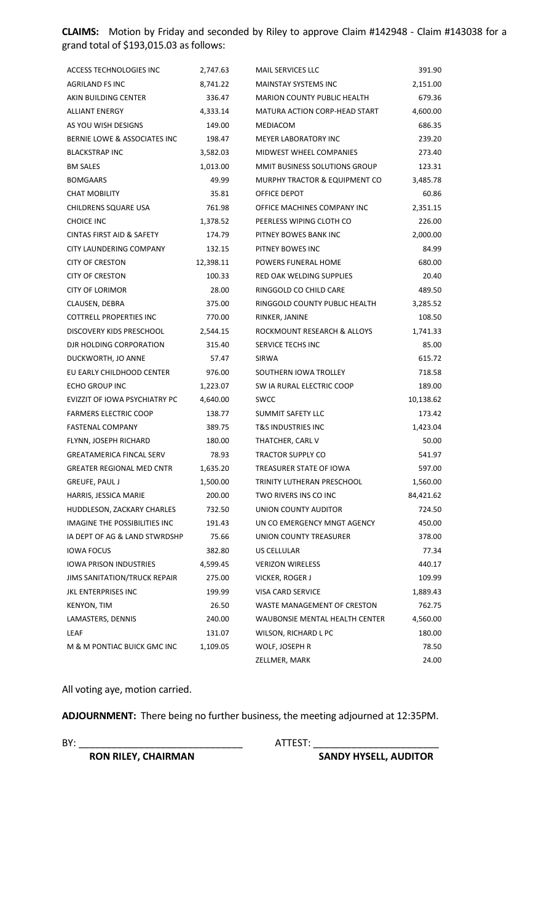**CLAIMS:** Motion by Friday and seconded by Riley to approve Claim #142948 - Claim #143038 for a grand total of $193,015.03 as follows:

| | | | |
|---|---|---|---|
| ACCESS TECHNOLOGIES INC | 2,747.63 | MAIL SERVICES LLC | 391.90 |
| AGRILAND FS INC | 8,741.22 | MAINSTAY SYSTEMS INC | 2,151.00 |
| AKIN BUILDING CENTER | 336.47 | MARION COUNTY PUBLIC HEALTH | 679.36 |
| ALLIANT ENERGY | 4,333.14 | MATURA ACTION CORP-HEAD START | 4,600.00 |
| AS YOU WISH DESIGNS | 149.00 | MEDIACOM | 686.35 |
| BERNIE LOWE & ASSOCIATES INC | 198.47 | MEYER LABORATORY INC | 239.20 |
| BLACKSTRAP INC | 3,582.03 | MIDWEST WHEEL COMPANIES | 273.40 |
| BM SALES | 1,013.00 | MMIT BUSINESS SOLUTIONS GROUP | 123.31 |
| BOMGAARS | 49.99 | MURPHY TRACTOR & EQUIPMENT CO | 3,485.78 |
| CHAT MOBILITY | 35.81 | OFFICE DEPOT | 60.86 |
| CHILDRENS SQUARE USA | 761.98 | OFFICE MACHINES COMPANY INC | 2,351.15 |
| CHOICE INC | 1,378.52 | PEERLESS WIPING CLOTH CO | 226.00 |
| CINTAS FIRST AID & SAFETY | 174.79 | PITNEY BOWES BANK INC | 2,000.00 |
| CITY LAUNDERING COMPANY | 132.15 | PITNEY BOWES INC | 84.99 |
| CITY OF CRESTON | 12,398.11 | POWERS FUNERAL HOME | 680.00 |
| CITY OF CRESTON | 100.33 | RED OAK WELDING SUPPLIES | 20.40 |
| CITY OF LORIMOR | 28.00 | RINGGOLD CO CHILD CARE | 489.50 |
| CLAUSEN, DEBRA | 375.00 | RINGGOLD COUNTY PUBLIC HEALTH | 3,285.52 |
| COTTRELL PROPERTIES INC | 770.00 | RINKER, JANINE | 108.50 |
| DISCOVERY KIDS PRESCHOOL | 2,544.15 | ROCKMOUNT RESEARCH & ALLOYS | 1,741.33 |
| DJR HOLDING CORPORATION | 315.40 | SERVICE TECHS INC | 85.00 |
| DUCKWORTH, JO ANNE | 57.47 | SIRWA | 615.72 |
| EU EARLY CHILDHOOD CENTER | 976.00 | SOUTHERN IOWA TROLLEY | 718.58 |
| ECHO GROUP INC | 1,223.07 | SW IA RURAL ELECTRIC COOP | 189.00 |
| EVIZZIT OF IOWA PSYCHIATRY PC | 4,640.00 | SWCC | 10,138.62 |
| FARMERS ELECTRIC COOP | 138.77 | SUMMIT SAFETY LLC | 173.42 |
| FASTENAL COMPANY | 389.75 | T&S INDUSTRIES INC | 1,423.04 |
| FLYNN, JOSEPH RICHARD | 180.00 | THATCHER, CARL V | 50.00 |
| GREATAMERICA FINCAL SERV | 78.93 | TRACTOR SUPPLY CO | 541.97 |
| GREATER REGIONAL MED CNTR | 1,635.20 | TREASURER STATE OF IOWA | 597.00 |
| GREUFE, PAUL J | 1,500.00 | TRINITY LUTHERAN PRESCHOOL | 1,560.00 |
| HARRIS, JESSICA MARIE | 200.00 | TWO RIVERS INS CO INC | 84,421.62 |
| HUDDLESON, ZACKARY CHARLES | 732.50 | UNION COUNTY AUDITOR | 724.50 |
| IMAGINE THE POSSIBILITIES INC | 191.43 | UN CO EMERGENCY MNGT AGENCY | 450.00 |
| IA DEPT OF AG & LAND STWRDSHP | 75.66 | UNION COUNTY TREASURER | 378.00 |
| IOWA FOCUS | 382.80 | US CELLULAR | 77.34 |
| IOWA PRISON INDUSTRIES | 4,599.45 | VERIZON WIRELESS | 440.17 |
| JIMS SANITATION/TRUCK REPAIR | 275.00 | VICKER, ROGER J | 109.99 |
| JKL ENTERPRISES INC | 199.99 | VISA CARD SERVICE | 1,889.43 |
| KENYON, TIM | 26.50 | WASTE MANAGEMENT OF CRESTON | 762.75 |
| LAMASTERS, DENNIS | 240.00 | WAUBONSIE MENTAL HEALTH CENTER | 4,560.00 |
| LEAF | 131.07 | WILSON, RICHARD L PC | 180.00 |
| M & M PONTIAC BUICK GMC INC | 1,109.05 | WOLF, JOSEPH R | 78.50 |
| | | ZELLMER, MARK | 24.00 |

All voting aye, motion carried.

**ADJOURNMENT:** There being no further business, the meeting adjourned at 12:35PM.

BY: ______________________________ ATTEST: ______________________

**RON RILEY, CHAIRMAN** **SANDY HYSELL, AUDITOR**